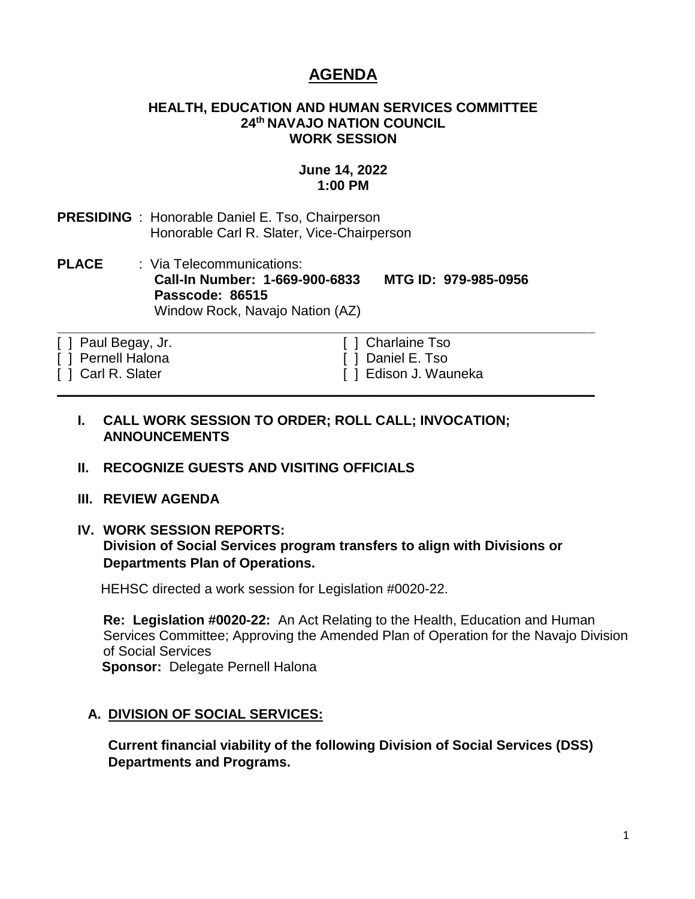# AGENDA

**HEALTH, EDUCATION AND HUMAN SERVICES COMMITTEE**
**24th NAVAJO NATION COUNCIL**
**WORK SESSION**

**June 14, 2022**
**1:00 PM**

**PRESIDING** : Honorable Daniel E. Tso, Chairperson
Honorable Carl R. Slater, Vice-Chairperson

**PLACE** : Via Telecommunications:
**Call-In Number: 1-669-900-6833 MTG ID: 979-985-0956**
**Passcode: 86515**
Window Rock, Navajo Nation (AZ)

---

[ ] Paul Begay, Jr.
[ ] Pernell Halona
[ ] Carl R. Slater
[ ] Charlaine Tso
[ ] Daniel E. Tso
[ ] Edison J. Wauneka

---

**I. CALL WORK SESSION TO ORDER; ROLL CALL; INVOCATION; ANNOUNCEMENTS**

**II. RECOGNIZE GUESTS AND VISITING OFFICIALS**

**III. REVIEW AGENDA**

**IV. WORK SESSION REPORTS:**
**Division of Social Services program transfers to align with Divisions or Departments Plan of Operations.**

HEHSC directed a work session for Legislation #0020-22.

**Re: Legislation #0020-22:** An Act Relating to the Health, Education and Human Services Committee; Approving the Amended Plan of Operation for the Navajo Division of Social Services
**Sponsor:** Delegate Pernell Halona

**A. DIVISION OF SOCIAL SERVICES:**

**Current financial viability of the following Division of Social Services (DSS) Departments and Programs.**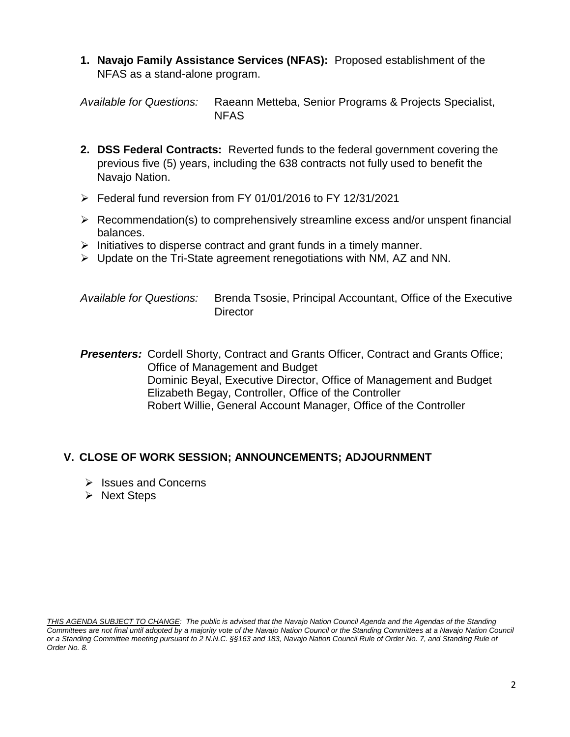1. **Navajo Family Assistance Services (NFAS):** Proposed establishment of the NFAS as a stand-alone program.

*Available for Questions:* Raeann Metteba, Senior Programs & Projects Specialist, NFAS

2. **DSS Federal Contracts:** Reverted funds to the federal government covering the previous five (5) years, including the 638 contracts not fully used to benefit the Navajo Nation.

- Federal fund reversion from FY 01/01/2016 to FY 12/31/2021
- Recommendation(s) to comprehensively streamline excess and/or unspent financial balances.
- Initiatives to disperse contract and grant funds in a timely manner.
- Update on the Tri-State agreement renegotiations with NM, AZ and NN.

*Available for Questions:* Brenda Tsosie, Principal Accountant, Office of the Executive Director

***Presenters:*** Cordell Shorty, Contract and Grants Officer, Contract and Grants Office; Office of Management and Budget
Dominic Beyal, Executive Director, Office of Management and Budget
Elizabeth Begay, Controller, Office of the Controller
Robert Willie, General Account Manager, Office of the Controller

## V. CLOSE OF WORK SESSION; ANNOUNCEMENTS; ADJOURNMENT

- Issues and Concerns
- Next Steps

*THIS AGENDA SUBJECT TO CHANGE: The public is advised that the Navajo Nation Council Agenda and the Agendas of the Standing Committees are not final until adopted by a majority vote of the Navajo Nation Council or the Standing Committees at a Navajo Nation Council or a Standing Committee meeting pursuant to 2 N.N.C. §§163 and 183, Navajo Nation Council Rule of Order No. 7, and Standing Rule of Order No. 8.*